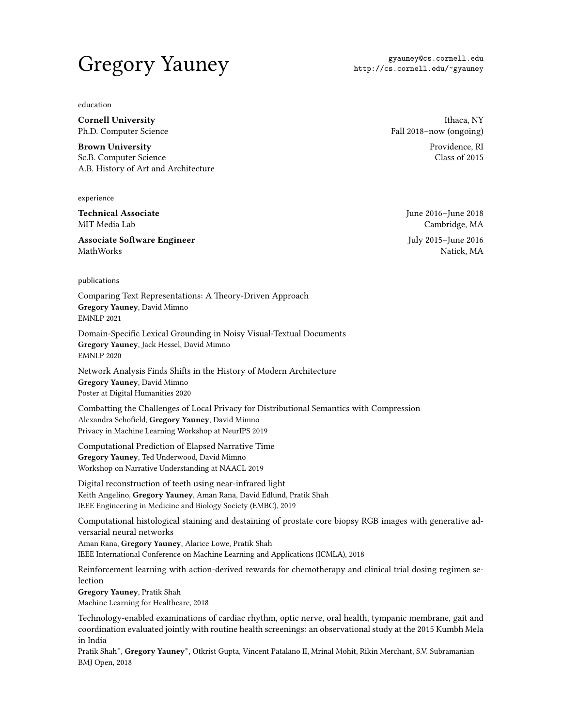# Gregory Yauney

gyauney@cs.cornell.edu
http://cs.cornell.edu/~gyauney

## education

**Cornell University** — Ithaca, NY
Ph.D. Computer Science — Fall 2018–now (ongoing)

**Brown University** — Providence, RI
Sc.B. Computer Science — Class of 2015
A.B. History of Art and Architecture

## experience

**Technical Associate** — June 2016–June 2018
MIT Media Lab — Cambridge, MA

**Associate Software Engineer** — July 2015–June 2016
MathWorks — Natick, MA

## publications

Comparing Text Representations: A Theory-Driven Approach
**Gregory Yauney**, David Mimno
EMNLP 2021

Domain-Specific Lexical Grounding in Noisy Visual-Textual Documents
**Gregory Yauney**, Jack Hessel, David Mimno
EMNLP 2020

Network Analysis Finds Shifts in the History of Modern Architecture
**Gregory Yauney**, David Mimno
Poster at Digital Humanities 2020

Combatting the Challenges of Local Privacy for Distributional Semantics with Compression
Alexandra Schofield, **Gregory Yauney**, David Mimno
Privacy in Machine Learning Workshop at NeurIPS 2019

Computational Prediction of Elapsed Narrative Time
**Gregory Yauney**, Ted Underwood, David Mimno
Workshop on Narrative Understanding at NAACL 2019

Digital reconstruction of teeth using near-infrared light
Keith Angelino, **Gregory Yauney**, Aman Rana, David Edlund, Pratik Shah
IEEE Engineering in Medicine and Biology Society (EMBC), 2019

Computational histological staining and destaining of prostate core biopsy RGB images with generative adversarial neural networks
Aman Rana, **Gregory Yauney**, Alarice Lowe, Pratik Shah
IEEE International Conference on Machine Learning and Applications (ICMLA), 2018

Reinforcement learning with action-derived rewards for chemotherapy and clinical trial dosing regimen selection
**Gregory Yauney**, Pratik Shah
Machine Learning for Healthcare, 2018

Technology-enabled examinations of cardiac rhythm, optic nerve, oral health, tympanic membrane, gait and coordination evaluated jointly with routine health screenings: an observational study at the 2015 Kumbh Mela in India
Pratik Shah*, **Gregory Yauney***, Otkrist Gupta, Vincent Patalano II, Mrinal Mohit, Rikin Merchant, S.V. Subramanian
BMJ Open, 2018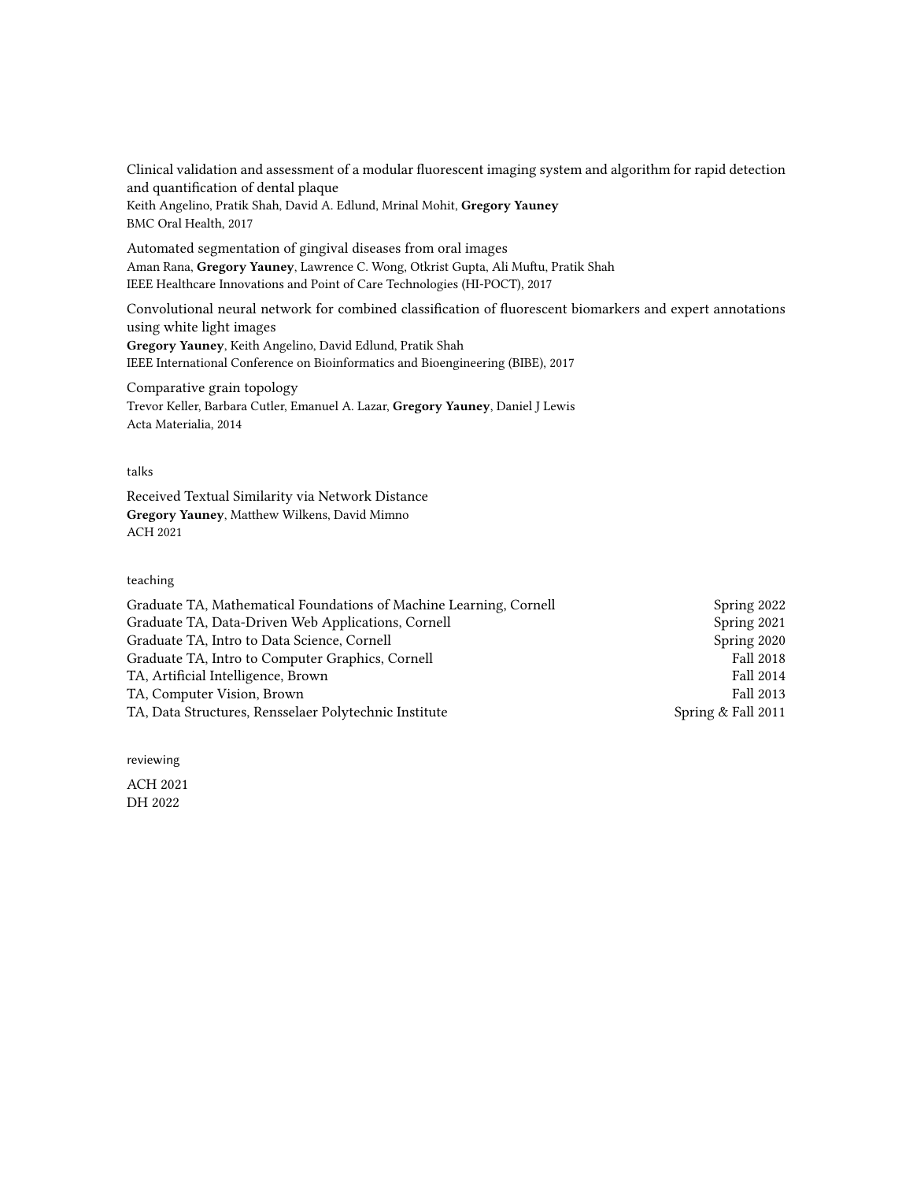Clinical validation and assessment of a modular fluorescent imaging system and algorithm for rapid detection and quantification of dental plaque
Keith Angelino, Pratik Shah, David A. Edlund, Mrinal Mohit, **Gregory Yauney**
BMC Oral Health, 2017

Automated segmentation of gingival diseases from oral images
Aman Rana, **Gregory Yauney**, Lawrence C. Wong, Otkrist Gupta, Ali Muftu, Pratik Shah
IEEE Healthcare Innovations and Point of Care Technologies (HI-POCT), 2017

Convolutional neural network for combined classification of fluorescent biomarkers and expert annotations using white light images
**Gregory Yauney**, Keith Angelino, David Edlund, Pratik Shah
IEEE International Conference on Bioinformatics and Bioengineering (BIBE), 2017

Comparative grain topology
Trevor Keller, Barbara Cutler, Emanuel A. Lazar, **Gregory Yauney**, Daniel J Lewis
Acta Materialia, 2014

## talks

Received Textual Similarity via Network Distance
**Gregory Yauney**, Matthew Wilkens, David Mimno
ACH 2021

## teaching

| | |
|---|---|
| Graduate TA, Mathematical Foundations of Machine Learning, Cornell | Spring 2022 |
| Graduate TA, Data-Driven Web Applications, Cornell | Spring 2021 |
| Graduate TA, Intro to Data Science, Cornell | Spring 2020 |
| Graduate TA, Intro to Computer Graphics, Cornell | Fall 2018 |
| TA, Artificial Intelligence, Brown | Fall 2014 |
| TA, Computer Vision, Brown | Fall 2013 |
| TA, Data Structures, Rensselaer Polytechnic Institute | Spring & Fall 2011 |

## reviewing

ACH 2021
DH 2022